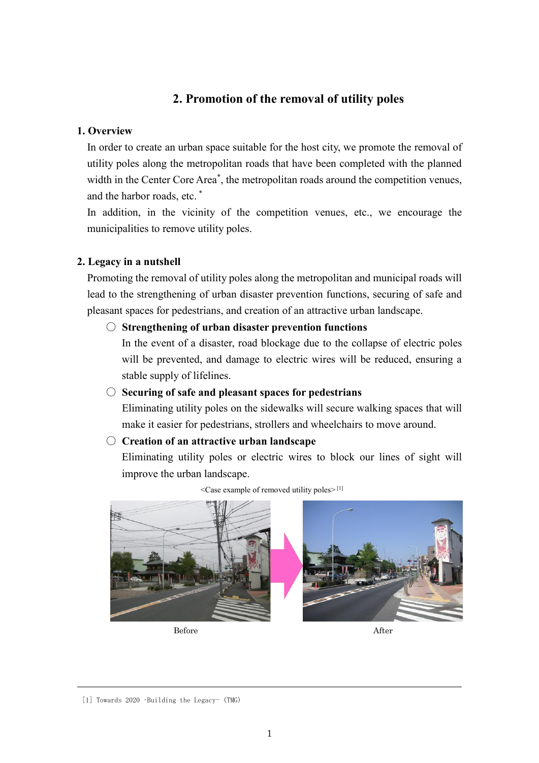## 2. Promotion of the removal of utility poles

### 1. Overview

In order to create an urban space suitable for the host city, we promote the removal of utility poles along the metropolitan roads that have been completed with the planned width in the Center Core Area*, the metropolitan roads around the competition venues, and the harbor roads, etc. *

In addition, in the vicinity of the competition venues, etc., we encourage the municipalities to remove utility poles.

### 2. Legacy in a nutshell

Promoting the removal of utility poles along the metropolitan and municipal roads will lead to the strengthening of urban disaster prevention functions, securing of safe and pleasant spaces for pedestrians, and creation of an attractive urban landscape.

○ **Strengthening of urban disaster prevention functions**
In the event of a disaster, road blockage due to the collapse of electric poles will be prevented, and damage to electric wires will be reduced, ensuring a stable supply of lifelines.

○ **Securing of safe and pleasant spaces for pedestrians**
Eliminating utility poles on the sidewalks will secure walking spaces that will make it easier for pedestrians, strollers and wheelchairs to move around.

○ **Creation of an attractive urban landscape**
Eliminating utility poles or electric wires to block our lines of sight will improve the urban landscape.

<Case example of removed utility poles> [1]

Before

After

---

[1] Towards 2020 -Building the Legacy- (TMG)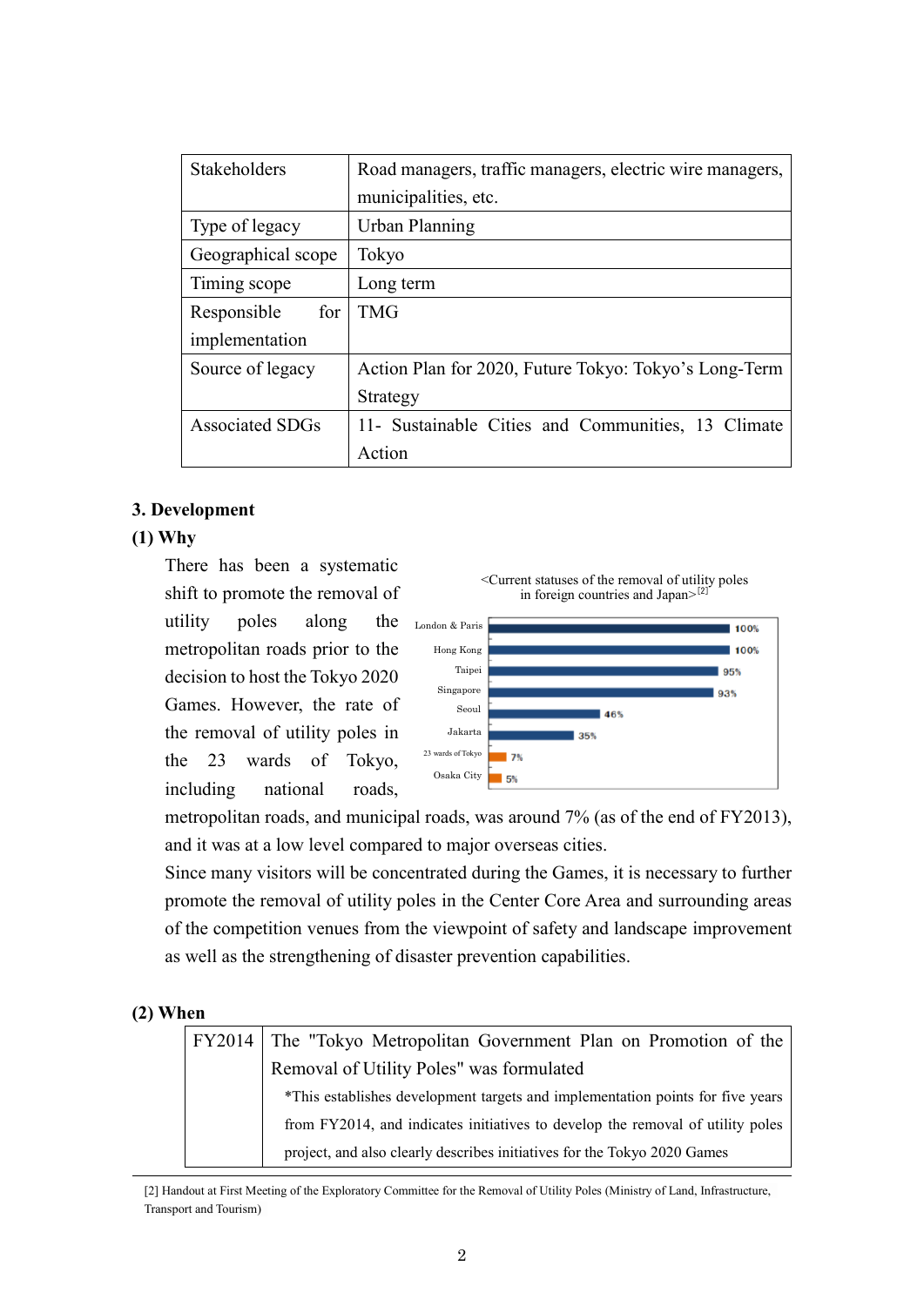| Stakeholders | Road managers, traffic managers, electric wire managers, municipalities, etc. |
|---|---|
| Type of legacy | Urban Planning |
| Geographical scope | Tokyo |
| Timing scope | Long term |
| Responsible for implementation | TMG |
| Source of legacy | Action Plan for 2020, Future Tokyo: Tokyo's Long-Term Strategy |
| Associated SDGs | 11- Sustainable Cities and Communities, 13 Climate Action |

### 3. Development

#### (1) Why

There has been a systematic shift to promote the removal of utility poles along the metropolitan roads prior to the decision to host the Tokyo 2020 Games. However, the rate of the removal of utility poles in the 23 wards of Tokyo, including national roads, metropolitan roads, and municipal roads, was around 7% (as of the end of FY2013), and it was at a low level compared to major overseas cities.

<Current statuses of the removal of utility poles in foreign countries and Japan>[2]

| City | Rate |
|---|---|
| London & Paris | 100% |
| Hong Kong | 100% |
| Taipei | 95% |
| Singapore | 93% |
| Seoul | 46% |
| Jakarta | 35% |
| 23 wards of Tokyo | 7% |
| Osaka City | 5% |

Since many visitors will be concentrated during the Games, it is necessary to further promote the removal of utility poles in the Center Core Area and surrounding areas of the competition venues from the viewpoint of safety and landscape improvement as well as the strengthening of disaster prevention capabilities.

#### (2) When

| FY2014 | The "Tokyo Metropolitan Government Plan on Promotion of the Removal of Utility Poles" was formulated<br>*This establishes development targets and implementation points for five years from FY2014, and indicates initiatives to develop the removal of utility poles project, and also clearly describes initiatives for the Tokyo 2020 Games |
|---|---|

[2] Handout at First Meeting of the Exploratory Committee for the Removal of Utility Poles (Ministry of Land, Infrastructure, Transport and Tourism)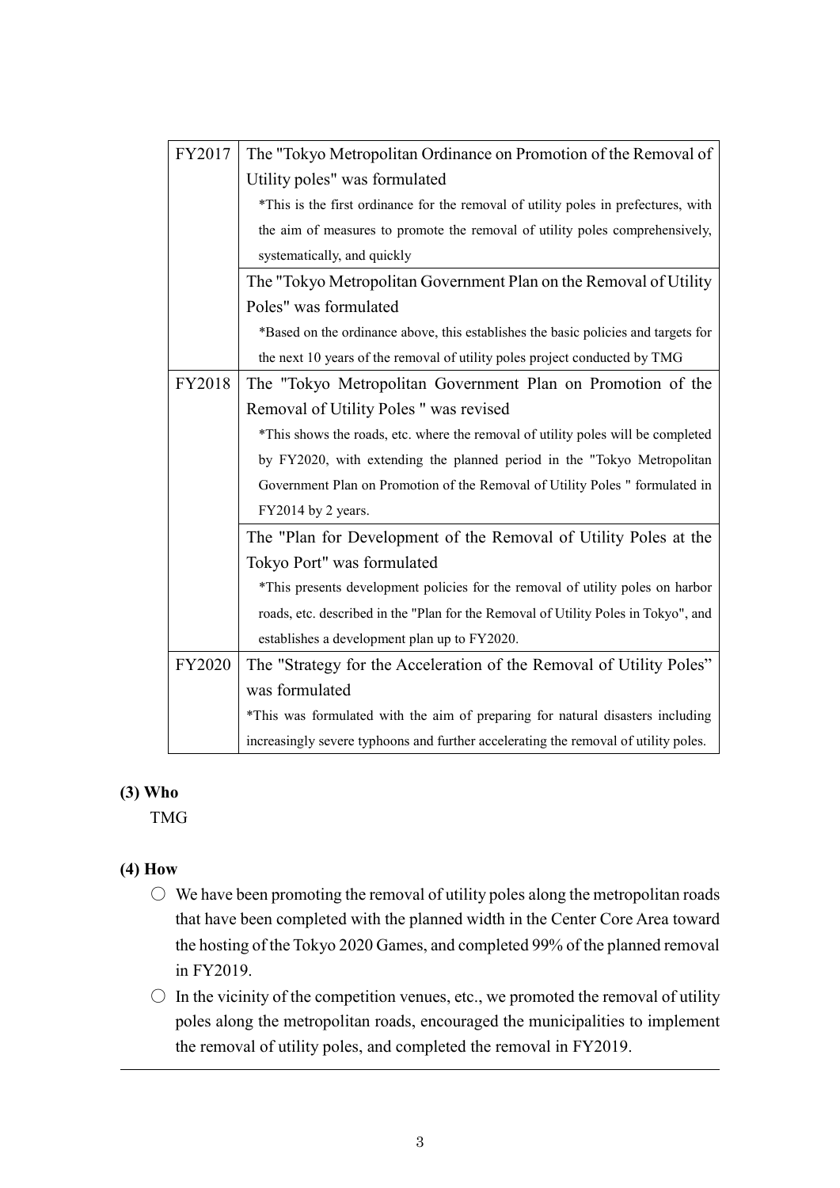| | |
|---|---|
| FY2017 | The "Tokyo Metropolitan Ordinance on Promotion of the Removal of Utility poles" was formulated<br>*This is the first ordinance for the removal of utility poles in prefectures, with the aim of measures to promote the removal of utility poles comprehensively, systematically, and quickly |
| | The "Tokyo Metropolitan Government Plan on the Removal of Utility Poles" was formulated<br>*Based on the ordinance above, this establishes the basic policies and targets for the next 10 years of the removal of utility poles project conducted by TMG |
| FY2018 | The "Tokyo Metropolitan Government Plan on Promotion of the Removal of Utility Poles " was revised<br>*This shows the roads, etc. where the removal of utility poles will be completed by FY2020, with extending the planned period in the "Tokyo Metropolitan Government Plan on Promotion of the Removal of Utility Poles " formulated in FY2014 by 2 years. |
| | The "Plan for Development of the Removal of Utility Poles at the Tokyo Port" was formulated<br>*This presents development policies for the removal of utility poles on harbor roads, etc. described in the "Plan for the Removal of Utility Poles in Tokyo", and establishes a development plan up to FY2020. |
| FY2020 | The "Strategy for the Acceleration of the Removal of Utility Poles" was formulated<br>*This was formulated with the aim of preparing for natural disasters including increasingly severe typhoons and further accelerating the removal of utility poles. |

**(3) Who**

TMG

**(4) How**

○ We have been promoting the removal of utility poles along the metropolitan roads that have been completed with the planned width in the Center Core Area toward the hosting of the Tokyo 2020 Games, and completed 99% of the planned removal in FY2019.

○ In the vicinity of the competition venues, etc., we promoted the removal of utility poles along the metropolitan roads, encouraged the municipalities to implement the removal of utility poles, and completed the removal in FY2019.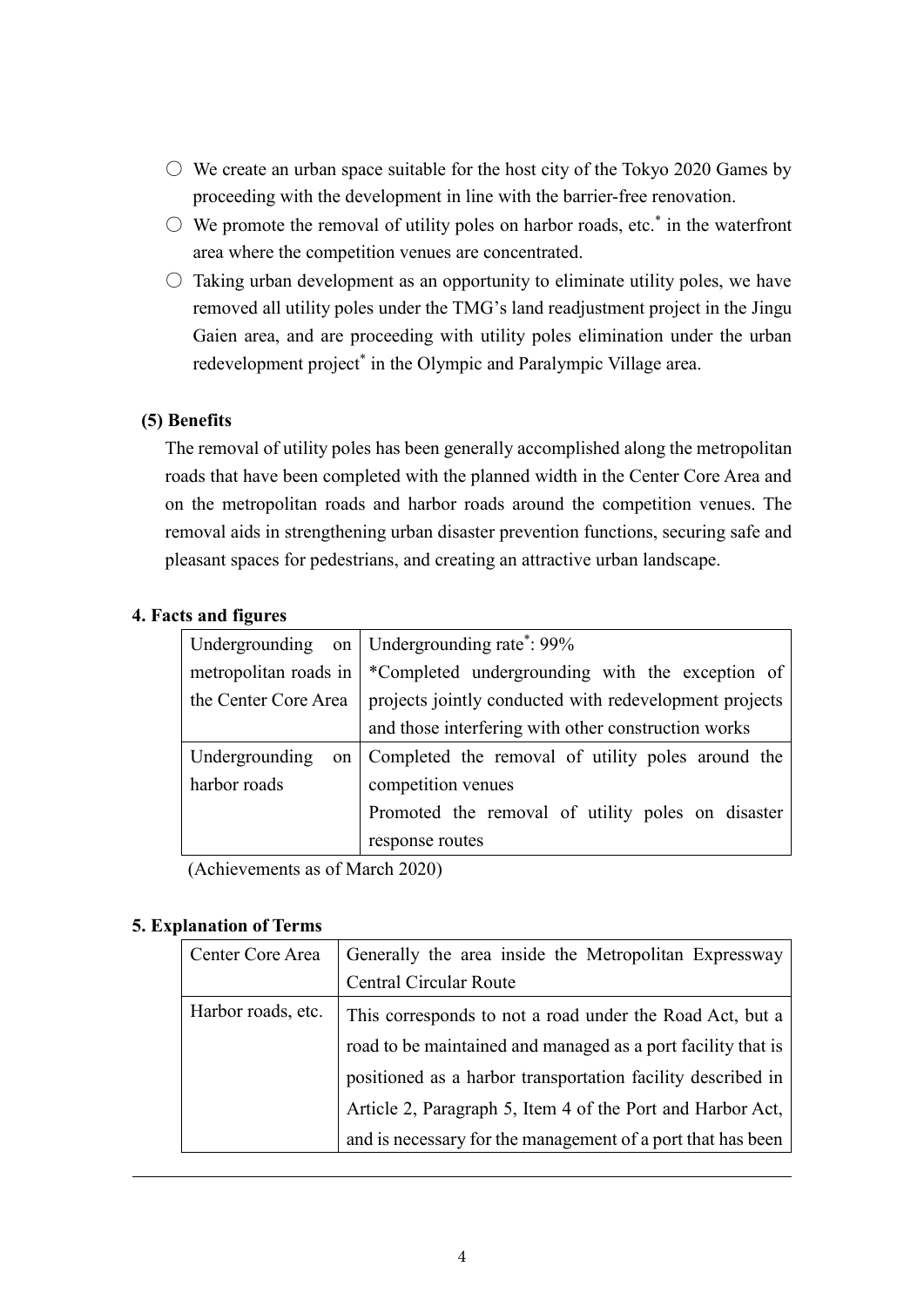- ○ We create an urban space suitable for the host city of the Tokyo 2020 Games by proceeding with the development in line with the barrier-free renovation.
- ○ We promote the removal of utility poles on harbor roads, etc.* in the waterfront area where the competition venues are concentrated.
- ○ Taking urban development as an opportunity to eliminate utility poles, we have removed all utility poles under the TMG's land readjustment project in the Jingu Gaien area, and are proceeding with utility poles elimination under the urban redevelopment project* in the Olympic and Paralympic Village area.

### (5) Benefits

The removal of utility poles has been generally accomplished along the metropolitan roads that have been completed with the planned width in the Center Core Area and on the metropolitan roads and harbor roads around the competition venues. The removal aids in strengthening urban disaster prevention functions, securing safe and pleasant spaces for pedestrians, and creating an attractive urban landscape.

## 4. Facts and figures

| | |
|---|---|
| Undergrounding on metropolitan roads in the Center Core Area | Undergrounding rate*: 99%<br>*Completed undergrounding with the exception of projects jointly conducted with redevelopment projects and those interfering with other construction works |
| Undergrounding on harbor roads | Completed the removal of utility poles around the competition venues<br>Promoted the removal of utility poles on disaster response routes |

(Achievements as of March 2020)

## 5. Explanation of Terms

| | |
|---|---|
| Center Core Area | Generally the area inside the Metropolitan Expressway Central Circular Route |
| Harbor roads, etc. | This corresponds to not a road under the Road Act, but a road to be maintained and managed as a port facility that is positioned as a harbor transportation facility described in Article 2, Paragraph 5, Item 4 of the Port and Harbor Act, and is necessary for the management of a port that has been |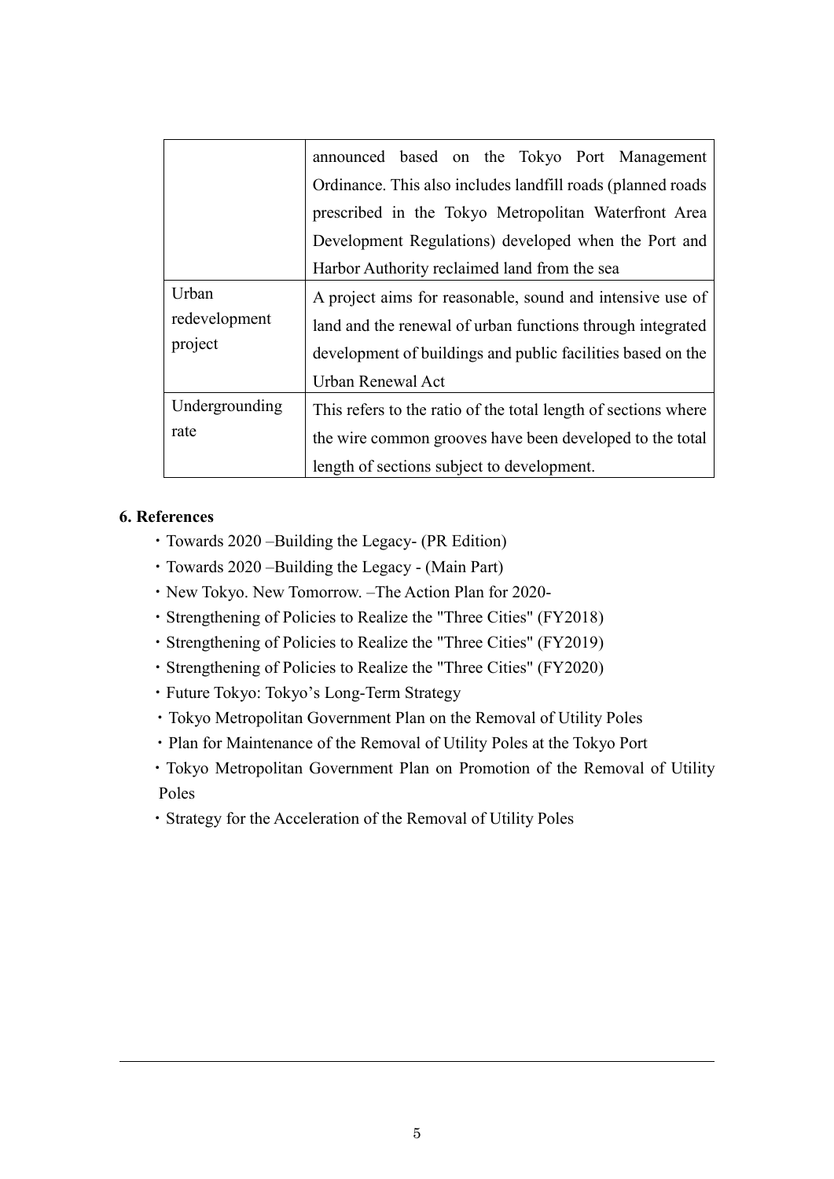| | |
|---|---|
| | announced based on the Tokyo Port Management Ordinance. This also includes landfill roads (planned roads prescribed in the Tokyo Metropolitan Waterfront Area Development Regulations) developed when the Port and Harbor Authority reclaimed land from the sea |
| Urban redevelopment project | A project aims for reasonable, sound and intensive use of land and the renewal of urban functions through integrated development of buildings and public facilities based on the Urban Renewal Act |
| Undergrounding rate | This refers to the ratio of the total length of sections where the wire common grooves have been developed to the total length of sections subject to development. |

**6. References**

- Towards 2020 –Building the Legacy- (PR Edition)
- Towards 2020 –Building the Legacy - (Main Part)
- New Tokyo. New Tomorrow. –The Action Plan for 2020-
- Strengthening of Policies to Realize the "Three Cities" (FY2018)
- Strengthening of Policies to Realize the "Three Cities" (FY2019)
- Strengthening of Policies to Realize the "Three Cities" (FY2020)
- Future Tokyo: Tokyo's Long-Term Strategy
- Tokyo Metropolitan Government Plan on the Removal of Utility Poles
- Plan for Maintenance of the Removal of Utility Poles at the Tokyo Port
- Tokyo Metropolitan Government Plan on Promotion of the Removal of Utility Poles
- Strategy for the Acceleration of the Removal of Utility Poles